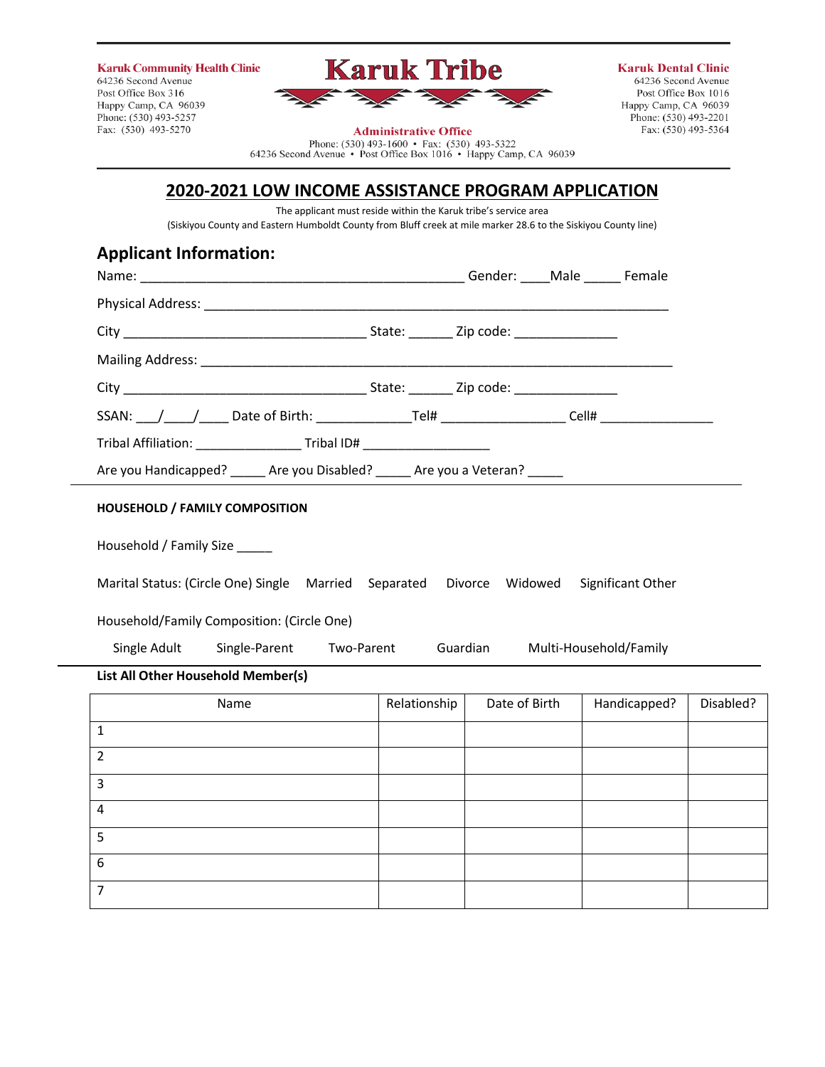**Karuk Community Health Clinic**
64236 Second Avenue
Post Office Box 316
Happy Camp, CA 96039
Phone: (530) 493-5257
Fax: (530) 493-5270

# Karuk Tribe

**Administrative Office**
Phone: (530) 493-1600 • Fax: (530) 493-5322
64236 Second Avenue • Post Office Box 1016 • Happy Camp, CA 96039

**Karuk Dental Clinic**
64236 Second Avenue
Post Office Box 1016
Happy Camp, CA 96039
Phone: (530) 493-2201
Fax: (530) 493-5364

## 2020-2021 LOW INCOME ASSISTANCE PROGRAM APPLICATION

The applicant must reside within the Karuk tribe's service area
(Siskiyou County and Eastern Humboldt County from Bluff creek at mile marker 28.6 to the Siskiyou County line)

### Applicant Information:

Name: _____________________________________________ Gender: ____Male _____ Female

Physical Address: _______________________________________________________________

City _________________________________ State: ______ Zip code: ______________

Mailing Address: ________________________________________________________________

City _________________________________ State: ______ Zip code: ______________

SSAN: ___/____/____ Date of Birth: _____________Tel# ________________ Cell# _______________

Tribal Affiliation: ______________ Tribal ID# _________________

Are you Handicapped? _____ Are you Disabled? _____ Are you a Veteran? _____

---

**HOUSEHOLD / FAMILY COMPOSITION**

Household / Family Size _____

Marital Status: (Circle One) Single Married Separated Divorce Widowed Significant Other

Household/Family Composition: (Circle One)

Single Adult Single-Parent Two-Parent Guardian Multi-Household/Family

---

**List All Other Household Member(s)**

| Name | Relationship | Date of Birth | Handicapped? | Disabled? |
|---|---|---|---|---|
| 1 | | | | |
| 2 | | | | |
| 3 | | | | |
| 4 | | | | |
| 5 | | | | |
| 6 | | | | |
| 7 | | | | |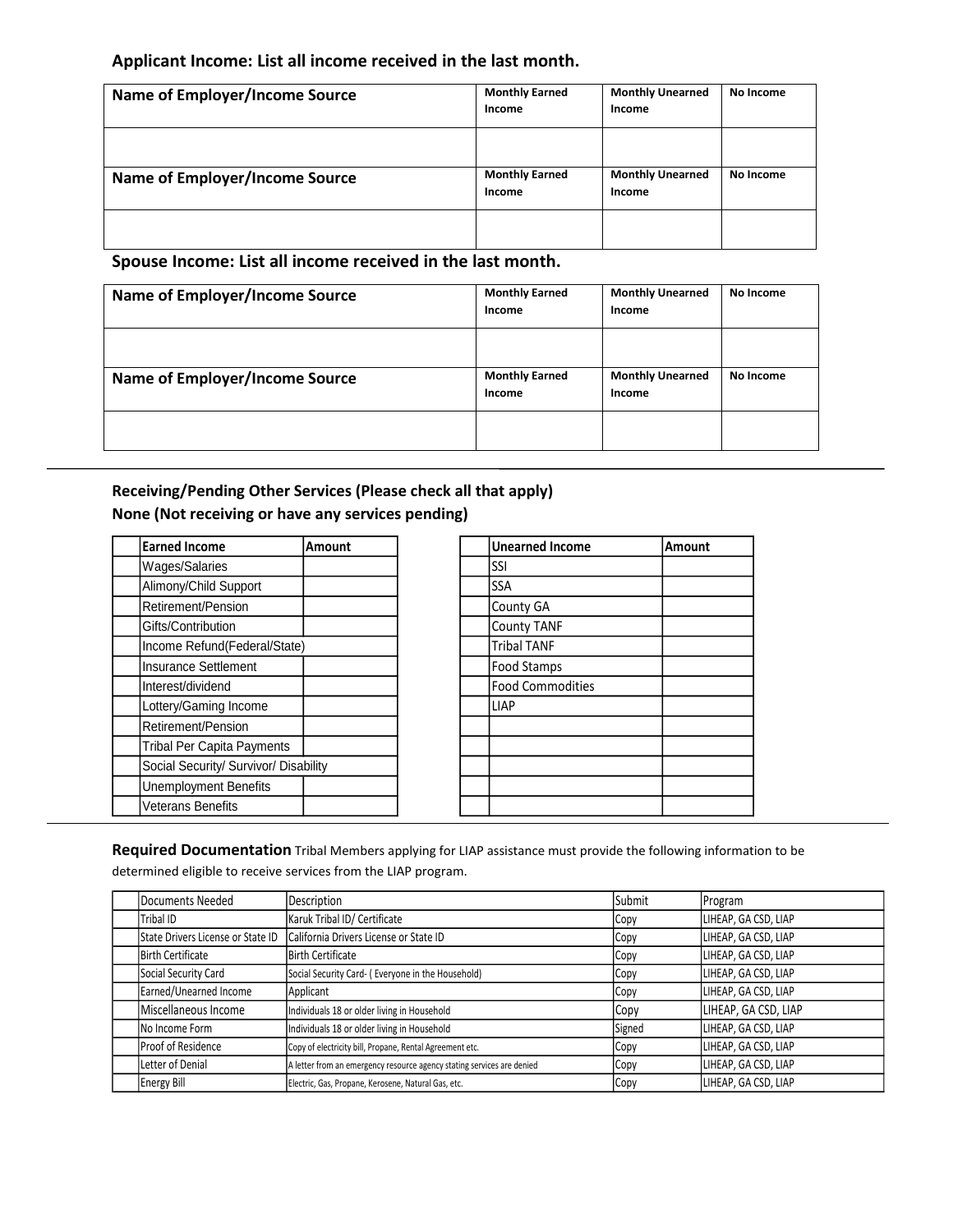### Applicant Income: List all income received in the last month.

| Name of Employer/Income Source | Monthly Earned Income | Monthly Unearned Income | No Income |
|---|---|---|---|
| | | | |
| **Name of Employer/Income Source** | **Monthly Earned Income** | **Monthly Unearned Income** | **No Income** |
| | | | |

### Spouse Income: List all income received in the last month.

| Name of Employer/Income Source | Monthly Earned Income | Monthly Unearned Income | No Income |
|---|---|---|---|
| | | | |
| **Name of Employer/Income Source** | **Monthly Earned Income** | **Monthly Unearned Income** | **No Income** |
| | | | |

---

### Receiving/Pending Other Services (Please check all that apply)

**None (Not receiving or have any services pending)**

| | Earned Income | Amount |
|---|---|---|
| | Wages/Salaries | |
| | Alimony/Child Support | |
| | Retirement/Pension | |
| | Gifts/Contribution | |
| | Income Refund(Federal/State) | |
| | Insurance Settlement | |
| | Interest/dividend | |
| | Lottery/Gaming Income | |
| | Retirement/Pension | |
| | Tribal Per Capita Payments | |
| | Social Security/ Survivor/ Disability | |
| | Unemployment Benefits | |
| | Veterans Benefits | |

| | Unearned Income | Amount |
|---|---|---|
| | SSI | |
| | SSA | |
| | County GA | |
| | County TANF | |
| | Tribal TANF | |
| | Food Stamps | |
| | Food Commodities | |
| | LIAP | |
| | | |
| | | |
| | | |
| | | |
| | | |

---

**Required Documentation** Tribal Members applying for LIAP assistance must provide the following information to be determined eligible to receive services from the LIAP program.

| | Documents Needed | Description | Submit | Program |
|---|---|---|---|---|
| | Tribal ID | Karuk Tribal ID/ Certificate | Copy | LIHEAP, GA CSD, LIAP |
| | State Drivers License or State ID | California Drivers License or State ID | Copy | LIHEAP, GA CSD, LIAP |
| | Birth Certificate | Birth Certificate | Copy | LIHEAP, GA CSD, LIAP |
| | Social Security Card | Social Security Card- ( Everyone in the Household) | Copy | LIHEAP, GA CSD, LIAP |
| | Earned/Unearned Income | Applicant | Copy | LIHEAP, GA CSD, LIAP |
| | Miscellaneous Income | Individuals 18 or older living in Household | Copy | LIHEAP, GA CSD, LIAP |
| | No Income Form | Individuals 18 or older living in Household | Signed | LIHEAP, GA CSD, LIAP |
| | Proof of Residence | Copy of electricity bill, Propane, Rental Agreement etc. | Copy | LIHEAP, GA CSD, LIAP |
| | Letter of Denial | A letter from an emergency resource agency stating services are denied | Copy | LIHEAP, GA CSD, LIAP |
| | Energy Bill | Electric, Gas, Propane, Kerosene, Natural Gas, etc. | Copy | LIHEAP, GA CSD, LIAP |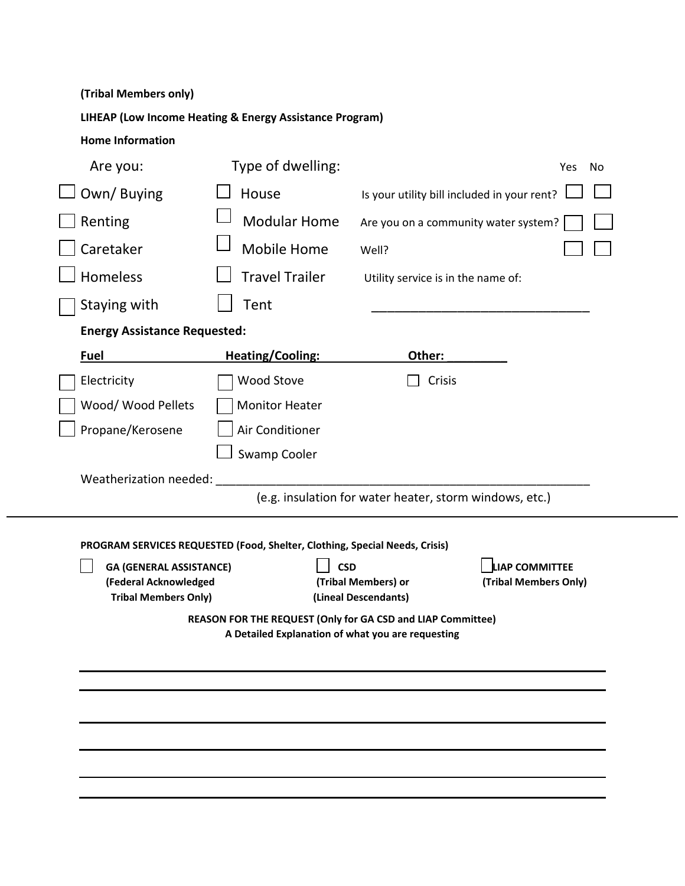**(Tribal Members only)**

**LIHEAP (Low Income Heating & Energy Assistance Program)**

**Home Information**

| Are you: | Type of dwelling: | | Yes | No |
|---|---|---|---|---|
| ☐ Own/ Buying | ☐ House | Is your utility bill included in your rent? | ☐ | ☐ |
| ☐ Renting | ☐ Modular Home | Are you on a community water system? | ☐ | ☐ |
| ☐ Caretaker | ☐ Mobile Home | Well? | ☐ | ☐ |
| ☐ Homeless | ☐ Travel Trailer | Utility service is in the name of: | | |
| ☐ Staying with | ☐ Tent | ______________________________ | | |

**Energy Assistance Requested:**

| **Fuel** | **Heating/Cooling:** | **Other: _________** |
|---|---|---|
| ☐ Electricity | ☐ Wood Stove | ☐ Crisis |
| ☐ Wood/ Wood Pellets | ☐ Monitor Heater | |
| ☐ Propane/Kerosene | ☐ Air Conditioner | |
| | ☐ Swamp Cooler | |

Weatherization needed: ___________________________________________________________

(e.g. insulation for water heater, storm windows, etc.)

---

**PROGRAM SERVICES REQUESTED (Food, Shelter, Clothing, Special Needs, Crisis)**

| ☐ **GA (GENERAL ASSISTANCE)** **(Federal Acknowledged Tribal Members Only)** | ☐ **CSD** **(Tribal Members) or (Lineal Descendants)** | ☐ **LIAP COMMITTEE** **(Tribal Members Only)** |
|---|---|---|

**REASON FOR THE REQUEST (Only for GA CSD and LIAP Committee)**
**A Detailed Explanation of what you are requesting**

______________________________________________________________________________

______________________________________________________________________________

______________________________________________________________________________

______________________________________________________________________________

______________________________________________________________________________

______________________________________________________________________________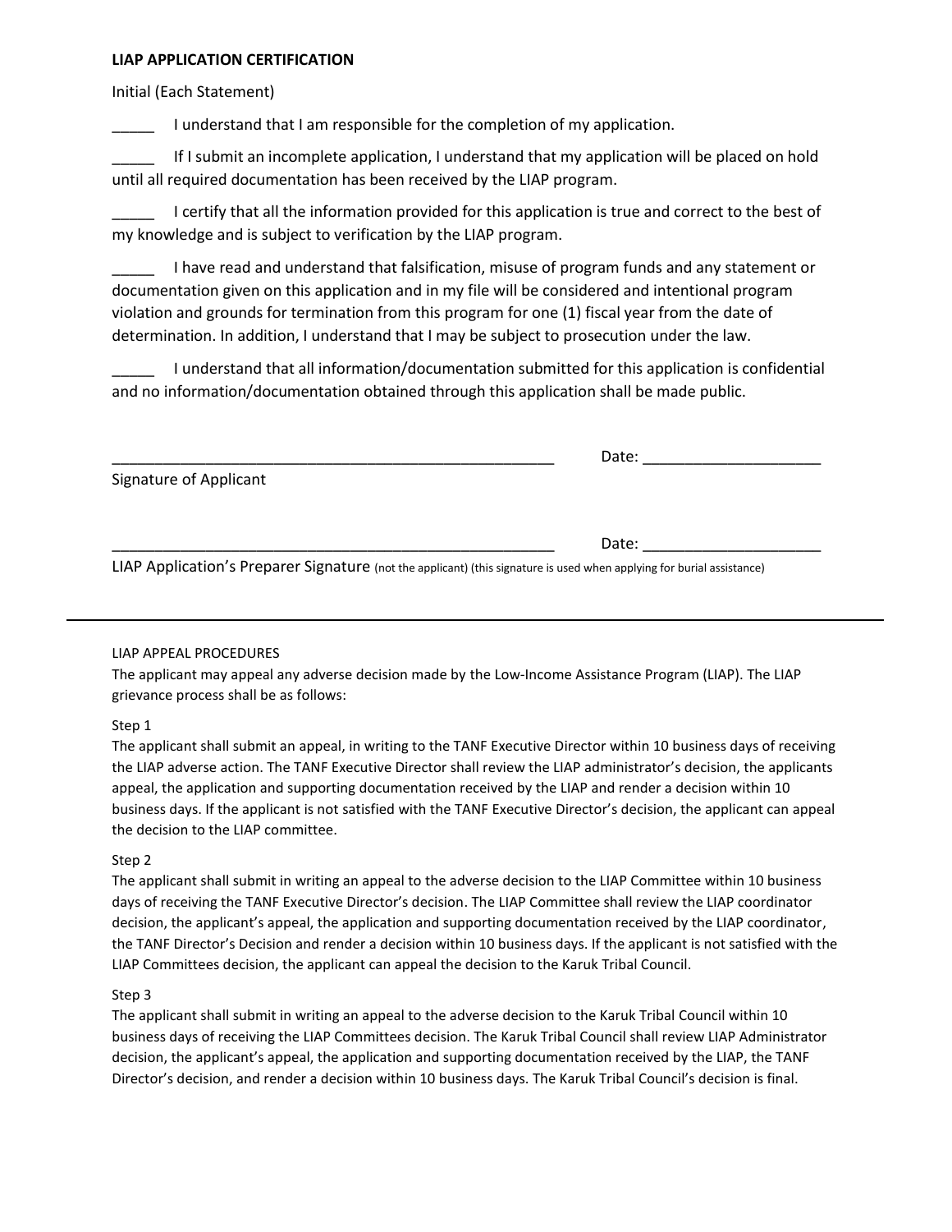**LIAP APPLICATION CERTIFICATION**

Initial (Each Statement)

_____ I understand that I am responsible for the completion of my application.

_____ If I submit an incomplete application, I understand that my application will be placed on hold until all required documentation has been received by the LIAP program.

_____ I certify that all the information provided for this application is true and correct to the best of my knowledge and is subject to verification by the LIAP program.

_____ I have read and understand that falsification, misuse of program funds and any statement or documentation given on this application and in my file will be considered and intentional program violation and grounds for termination from this program for one (1) fiscal year from the date of determination. In addition, I understand that I may be subject to prosecution under the law.

_____ I understand that all information/documentation submitted for this application is confidential and no information/documentation obtained through this application shall be made public.

_____________________________________________________ Date: _____________________

Signature of Applicant

_____________________________________________________ Date: _____________________

LIAP Application's Preparer Signature (not the applicant) (this signature is used when applying for burial assistance)

---

LIAP APPEAL PROCEDURES

The applicant may appeal any adverse decision made by the Low-Income Assistance Program (LIAP). The LIAP grievance process shall be as follows:

Step 1

The applicant shall submit an appeal, in writing to the TANF Executive Director within 10 business days of receiving the LIAP adverse action. The TANF Executive Director shall review the LIAP administrator's decision, the applicants appeal, the application and supporting documentation received by the LIAP and render a decision within 10 business days. If the applicant is not satisfied with the TANF Executive Director's decision, the applicant can appeal the decision to the LIAP committee.

Step 2

The applicant shall submit in writing an appeal to the adverse decision to the LIAP Committee within 10 business days of receiving the TANF Executive Director's decision. The LIAP Committee shall review the LIAP coordinator decision, the applicant's appeal, the application and supporting documentation received by the LIAP coordinator, the TANF Director's Decision and render a decision within 10 business days. If the applicant is not satisfied with the LIAP Committees decision, the applicant can appeal the decision to the Karuk Tribal Council.

Step 3

The applicant shall submit in writing an appeal to the adverse decision to the Karuk Tribal Council within 10 business days of receiving the LIAP Committees decision. The Karuk Tribal Council shall review LIAP Administrator decision, the applicant's appeal, the application and supporting documentation received by the LIAP, the TANF Director's decision, and render a decision within 10 business days. The Karuk Tribal Council's decision is final.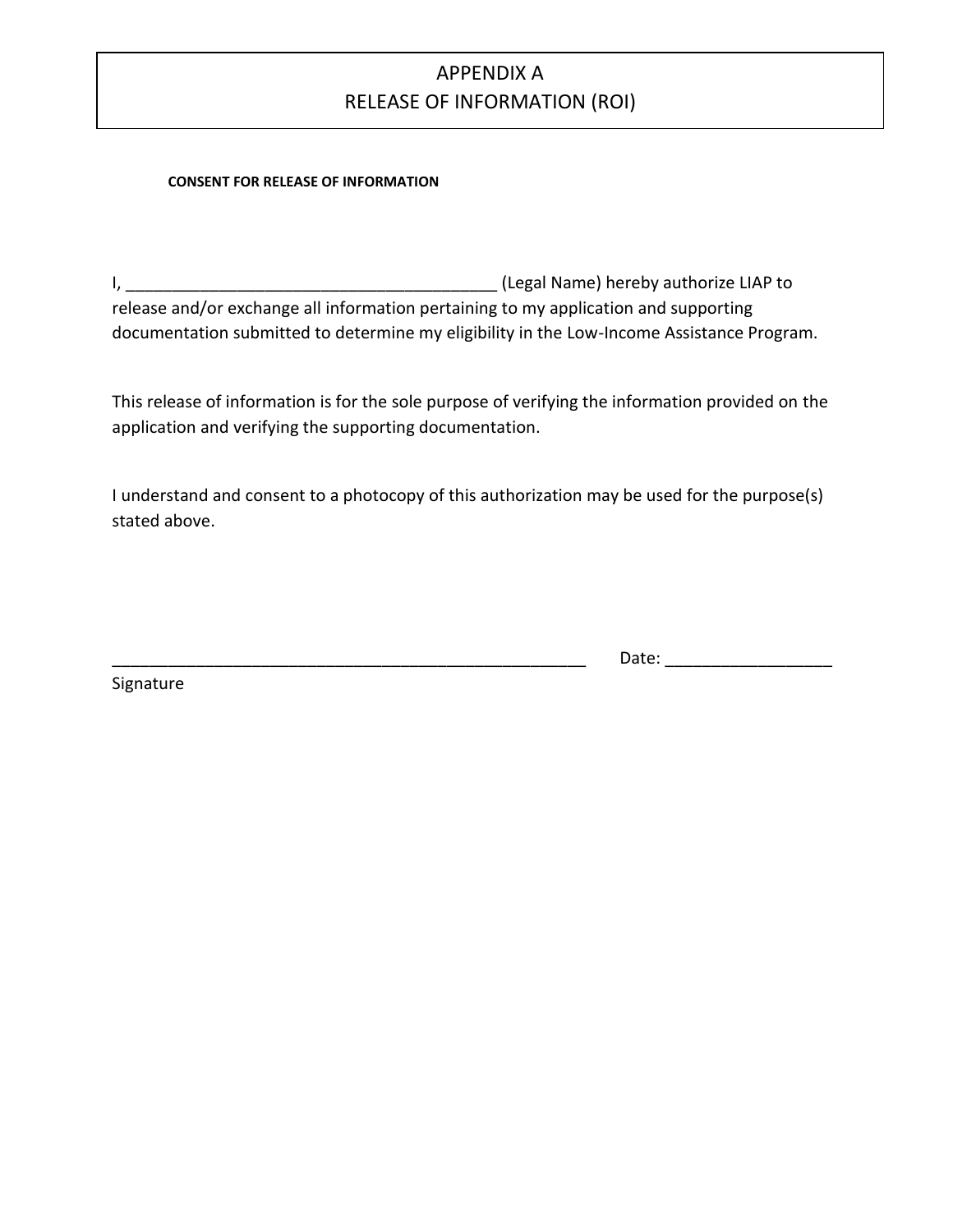# APPENDIX A
# RELEASE OF INFORMATION (ROI)

**CONSENT FOR RELEASE OF INFORMATION**

I, ________________________________________ (Legal Name) hereby authorize LIAP to release and/or exchange all information pertaining to my application and supporting documentation submitted to determine my eligibility in the Low-Income Assistance Program.

This release of information is for the sole purpose of verifying the information provided on the application and verifying the supporting documentation.

I understand and consent to a photocopy of this authorization may be used for the purpose(s) stated above.

_____________________________________________________ Date: __________________

Signature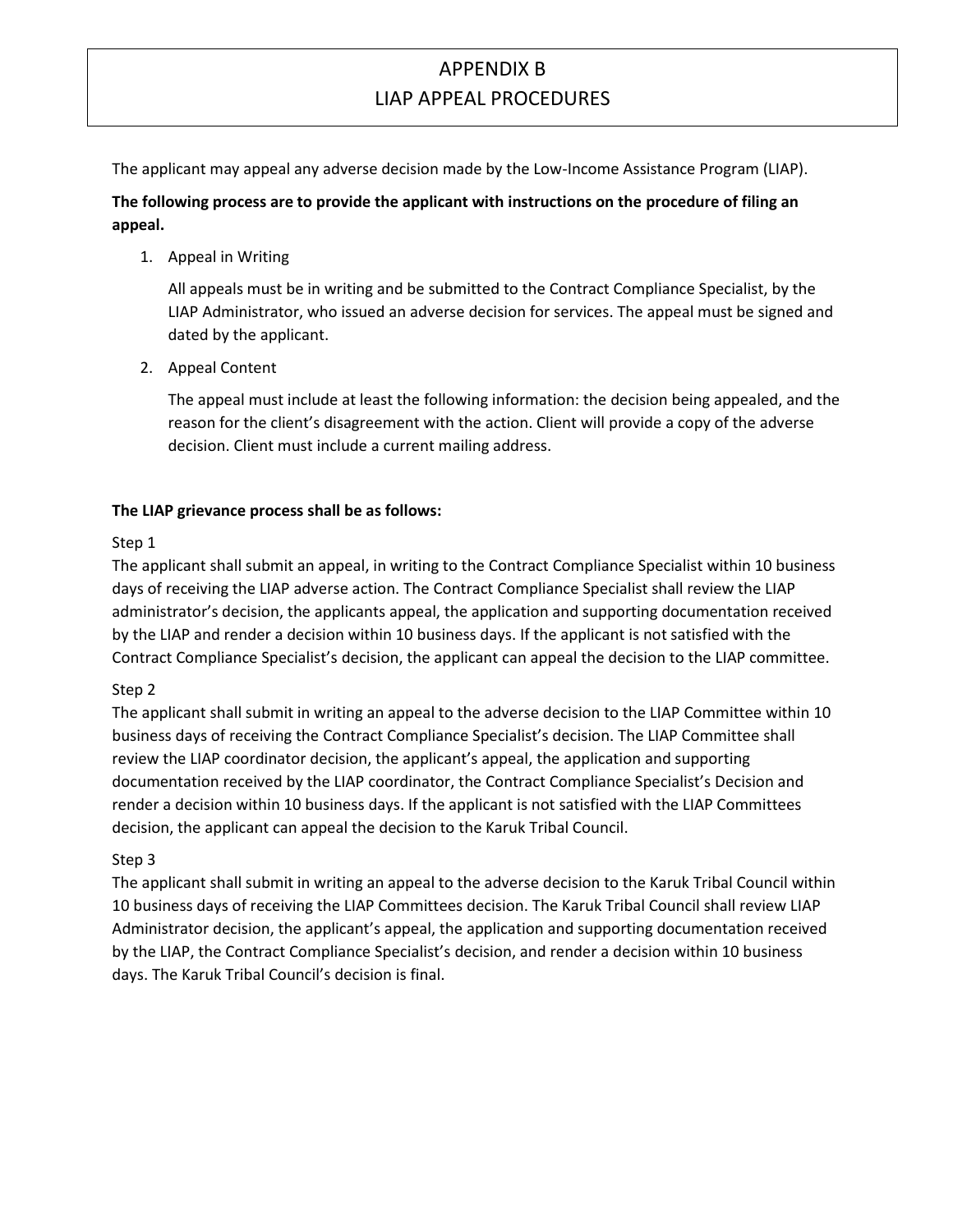# APPENDIX B
# LIAP APPEAL PROCEDURES

The applicant may appeal any adverse decision made by the Low-Income Assistance Program (LIAP).

**The following process are to provide the applicant with instructions on the procedure of filing an appeal.**

1. Appeal in Writing

   All appeals must be in writing and be submitted to the Contract Compliance Specialist, by the LIAP Administrator, who issued an adverse decision for services. The appeal must be signed and dated by the applicant.

2. Appeal Content

   The appeal must include at least the following information: the decision being appealed, and the reason for the client's disagreement with the action. Client will provide a copy of the adverse decision. Client must include a current mailing address.

**The LIAP grievance process shall be as follows:**

Step 1

The applicant shall submit an appeal, in writing to the Contract Compliance Specialist within 10 business days of receiving the LIAP adverse action. The Contract Compliance Specialist shall review the LIAP administrator's decision, the applicants appeal, the application and supporting documentation received by the LIAP and render a decision within 10 business days. If the applicant is not satisfied with the Contract Compliance Specialist's decision, the applicant can appeal the decision to the LIAP committee.

Step 2

The applicant shall submit in writing an appeal to the adverse decision to the LIAP Committee within 10 business days of receiving the Contract Compliance Specialist's decision. The LIAP Committee shall review the LIAP coordinator decision, the applicant's appeal, the application and supporting documentation received by the LIAP coordinator, the Contract Compliance Specialist's Decision and render a decision within 10 business days. If the applicant is not satisfied with the LIAP Committees decision, the applicant can appeal the decision to the Karuk Tribal Council.

Step 3

The applicant shall submit in writing an appeal to the adverse decision to the Karuk Tribal Council within 10 business days of receiving the LIAP Committees decision. The Karuk Tribal Council shall review LIAP Administrator decision, the applicant's appeal, the application and supporting documentation received by the LIAP, the Contract Compliance Specialist's decision, and render a decision within 10 business days. The Karuk Tribal Council's decision is final.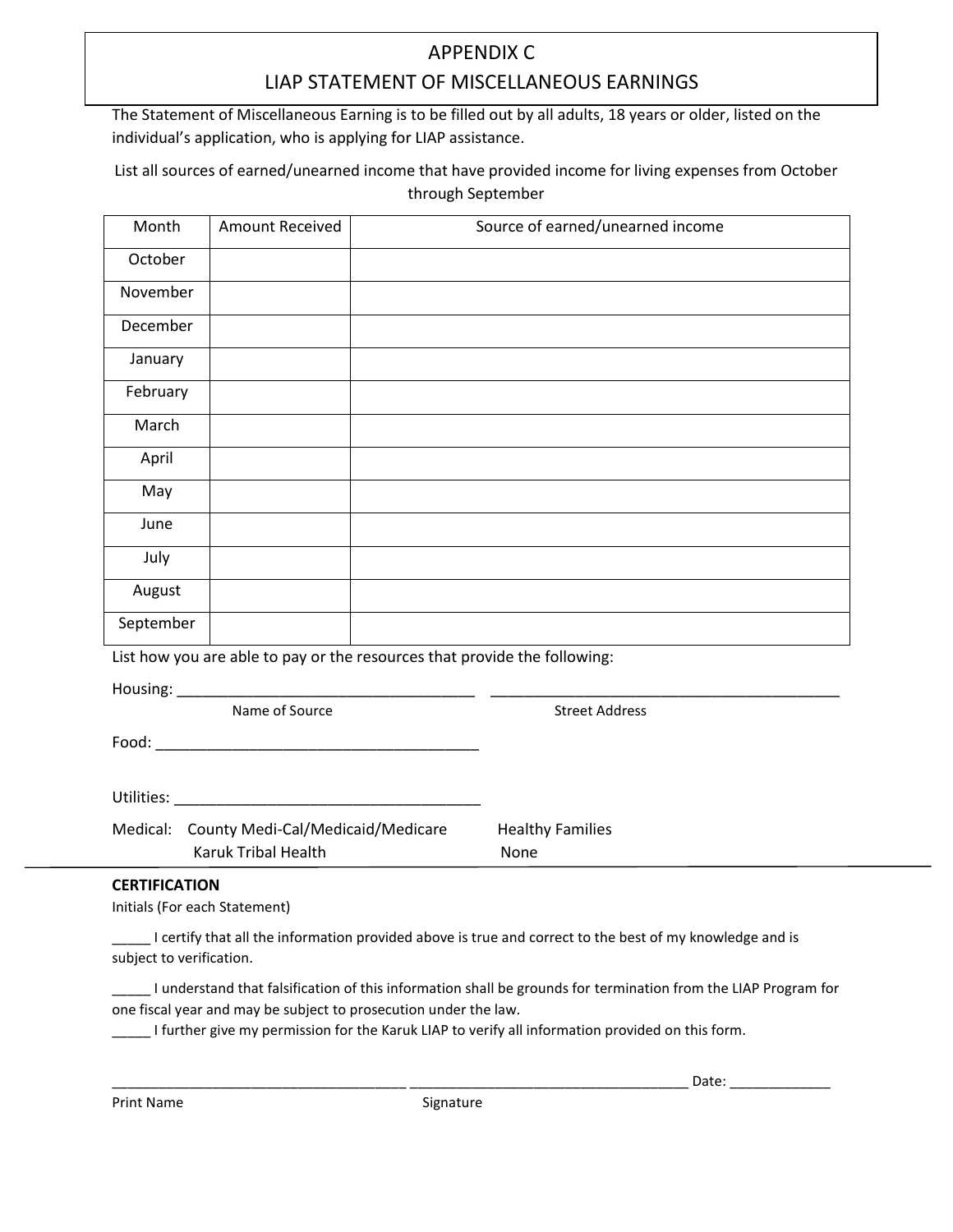# APPENDIX C
## LIAP STATEMENT OF MISCELLANEOUS EARNINGS

The Statement of Miscellaneous Earning is to be filled out by all adults, 18 years or older, listed on the individual's application, who is applying for LIAP assistance.

List all sources of earned/unearned income that have provided income for living expenses from October through September

| Month | Amount Received | Source of earned/unearned income |
|---|---|---|
| October | | |
| November | | |
| December | | |
| January | | |
| February | | |
| March | | |
| April | | |
| May | | |
| June | | |
| July | | |
| August | | |
| September | | |

List how you are able to pay or the resources that provide the following:

Housing: ____________________________________ ___________________________________________
Name of Source Street Address

Food: _______________________________________

Utilities: ____________________________________

Medical: County Medi-Cal/Medicaid/Medicare Healthy Families
Karuk Tribal Health None

**CERTIFICATION**

Initials (For each Statement)

_____ I certify that all the information provided above is true and correct to the best of my knowledge and is subject to verification.

_____ I understand that falsification of this information shall be grounds for termination from the LIAP Program for one fiscal year and may be subject to prosecution under the law.

_____ I further give my permission for the Karuk LIAP to verify all information provided on this form.

_____________________________________ ____________________________________ Date: _____________

Print Name Signature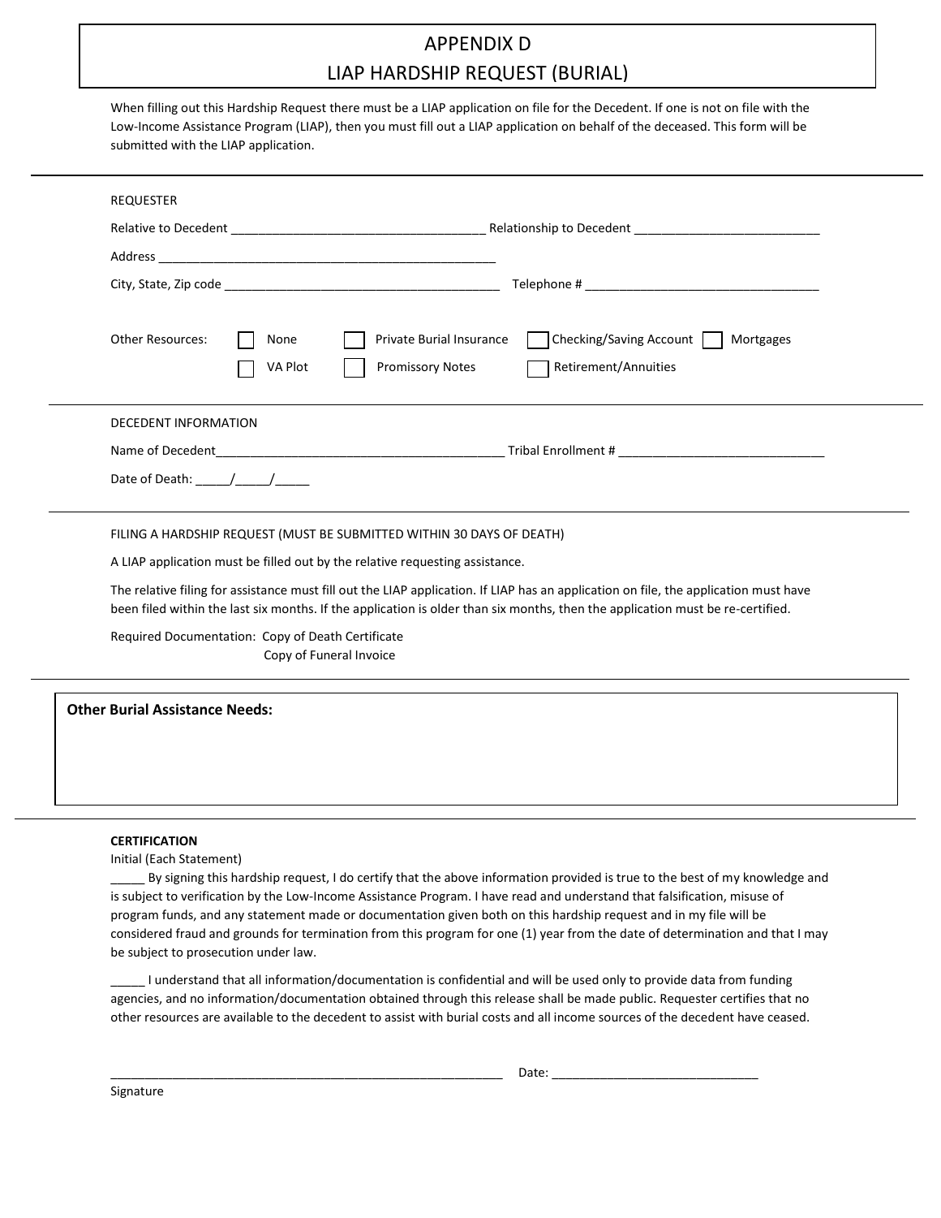# APPENDIX D
# LIAP HARDSHIP REQUEST (BURIAL)

When filling out this Hardship Request there must be a LIAP application on file for the Decedent. If one is not on file with the Low-Income Assistance Program (LIAP), then you must fill out a LIAP application on behalf of the deceased. This form will be submitted with the LIAP application.

---

REQUESTER

Relative to Decedent ____________________________________ Relationship to Decedent ___________________________

Address ___________________________________________________

City, State, Zip code ________________________________________ Telephone # __________________________________

Other Resources:

- ☐ None
- ☐ Private Burial Insurance
- ☐ Checking/Saving Account
- ☐ Mortgages
- ☐ VA Plot
- ☐ Promissory Notes
- ☐ Retirement/Annuities

---

DECEDENT INFORMATION

Name of Decedent_________________________________________ Tribal Enrollment # ______________________________

Date of Death: _____/_____/_____

---

FILING A HARDSHIP REQUEST (MUST BE SUBMITTED WITHIN 30 DAYS OF DEATH)

A LIAP application must be filled out by the relative requesting assistance.

The relative filing for assistance must fill out the LIAP application. If LIAP has an application on file, the application must have been filed within the last six months. If the application is older than six months, then the application must be re-certified.

Required Documentation: Copy of Death Certificate
Copy of Funeral Invoice

---

**Other Burial Assistance Needs:**

---

**CERTIFICATION**

Initial (Each Statement)

_____ By signing this hardship request, I do certify that the above information provided is true to the best of my knowledge and is subject to verification by the Low-Income Assistance Program. I have read and understand that falsification, misuse of program funds, and any statement made or documentation given both on this hardship request and in my file will be considered fraud and grounds for termination from this program for one (1) year from the date of determination and that I may be subject to prosecution under law.

_____ I understand that all information/documentation is confidential and will be used only to provide data from funding agencies, and no information/documentation obtained through this release shall be made public. Requester certifies that no other resources are available to the decedent to assist with burial costs and all income sources of the decedent have ceased.

_________________________________________________________ Date: ______________________________

Signature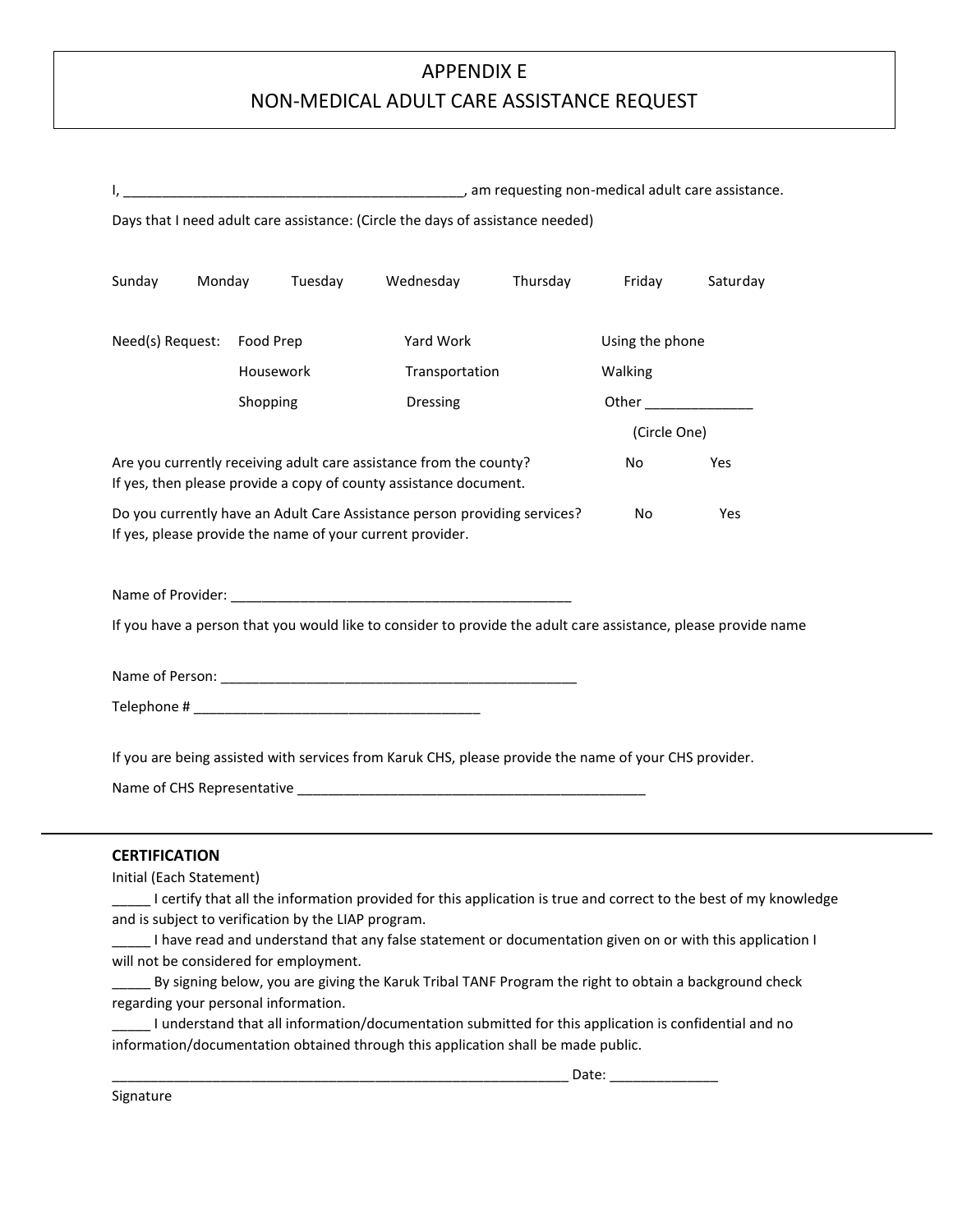# APPENDIX E
# NON-MEDICAL ADULT CARE ASSISTANCE REQUEST

I, _____________________________________________, am requesting non-medical adult care assistance.

Days that I need adult care assistance: (Circle the days of assistance needed)

Sunday Monday Tuesday Wednesday Thursday Friday Saturday

| Need(s) Request: | | | |
|---|---|---|---|
| | Food Prep | Yard Work | Using the phone |
| | Housework | Transportation | Walking |
| | Shopping | Dressing | Other ______________ |

(Circle One)

Are you currently receiving adult care assistance from the county? No Yes
If yes, then please provide a copy of county assistance document.

Do you currently have an Adult Care Assistance person providing services? No Yes
If yes, please provide the name of your current provider.

Name of Provider: _____________________________________________

If you have a person that you would like to consider to provide the adult care assistance, please provide name

Name of Person: ________________________________________________

Telephone # ______________________________________

If you are being assisted with services from Karuk CHS, please provide the name of your CHS provider.

Name of CHS Representative _______________________________________________

---

**CERTIFICATION**

Initial (Each Statement)

_____ I certify that all the information provided for this application is true and correct to the best of my knowledge and is subject to verification by the LIAP program.

_____ I have read and understand that any false statement or documentation given on or with this application I will not be considered for employment.

_____ By signing below, you are giving the Karuk Tribal TANF Program the right to obtain a background check regarding your personal information.

_____ I understand that all information/documentation submitted for this application is confidential and no information/documentation obtained through this application shall be made public.

_____________________________________________________________ Date: ______________

Signature